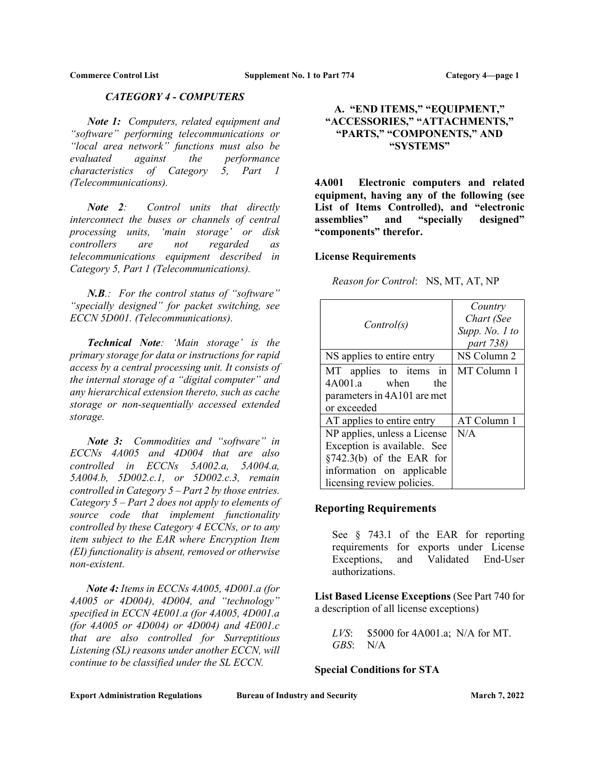# CATEGORY 4 - COMPUTERS

***Note 1:*** *Computers, related equipment and "software" performing telecommunications or "local area network" functions must also be evaluated against the performance characteristics of Category 5, Part 1 (Telecommunications).*

***Note 2****:* *Control units that directly interconnect the buses or channels of central processing units, 'main storage' or disk controllers are not regarded as telecommunications equipment described in Category 5, Part 1 (Telecommunications).*

***N.B****.:* *For the control status of "software" "specially designed" for packet switching, see ECCN 5D001. (Telecommunications).*

***Technical Note****: 'Main storage' is the primary storage for data or instructions for rapid access by a central processing unit. It consists of the internal storage of a "digital computer" and any hierarchical extension thereto, such as cache storage or non-sequentially accessed extended storage.*

***Note 3:*** *Commodities and "software" in ECCNs 4A005 and 4D004 that are also controlled in ECCNs 5A002.a, 5A004.a, 5A004.b, 5D002.c.1, or 5D002.c.3, remain controlled in Category 5 – Part 2 by those entries. Category 5 – Part 2 does not apply to elements of source code that implement functionality controlled by these Category 4 ECCNs, or to any item subject to the EAR where Encryption Item (EI) functionality is absent, removed or otherwise non-existent.*

***Note 4:*** *Items in ECCNs 4A005, 4D001.a (for 4A005 or 4D004), 4D004, and "technology" specified in ECCN 4E001.a (for 4A005, 4D001.a (for 4A005 or 4D004) or 4D004) and 4E001.c that are also controlled for Surreptitious Listening (SL) reasons under another ECCN, will continue to be classified under the SL ECCN.*

## A. "END ITEMS," "EQUIPMENT," "ACCESSORIES," "ATTACHMENTS," "PARTS," "COMPONENTS," AND "SYSTEMS"

**4A001 Electronic computers and related equipment, having any of the following (see List of Items Controlled), and "electronic assemblies" and "specially designed" "components" therefor.**

**License Requirements**

*Reason for Control*: NS, MT, AT, NP

| *Control(s)* | *Country Chart (See Supp. No. 1 to part 738)* |
|---|---|
| NS applies to entire entry | NS Column 2 |
| MT applies to items in 4A001.a when the parameters in 4A101 are met or exceeded | MT Column 1 |
| AT applies to entire entry | AT Column 1 |
| NP applies, unless a License Exception is available. See §742.3(b) of the EAR for information on applicable licensing review policies. | N/A |

**Reporting Requirements**

See § 743.1 of the EAR for reporting requirements for exports under License Exceptions, and Validated End-User authorizations.

**List Based License Exceptions** (See Part 740 for a description of all license exceptions)

*LVS*: $5000 for 4A001.a; N/A for MT.
*GBS*: N/A

**Special Conditions for STA**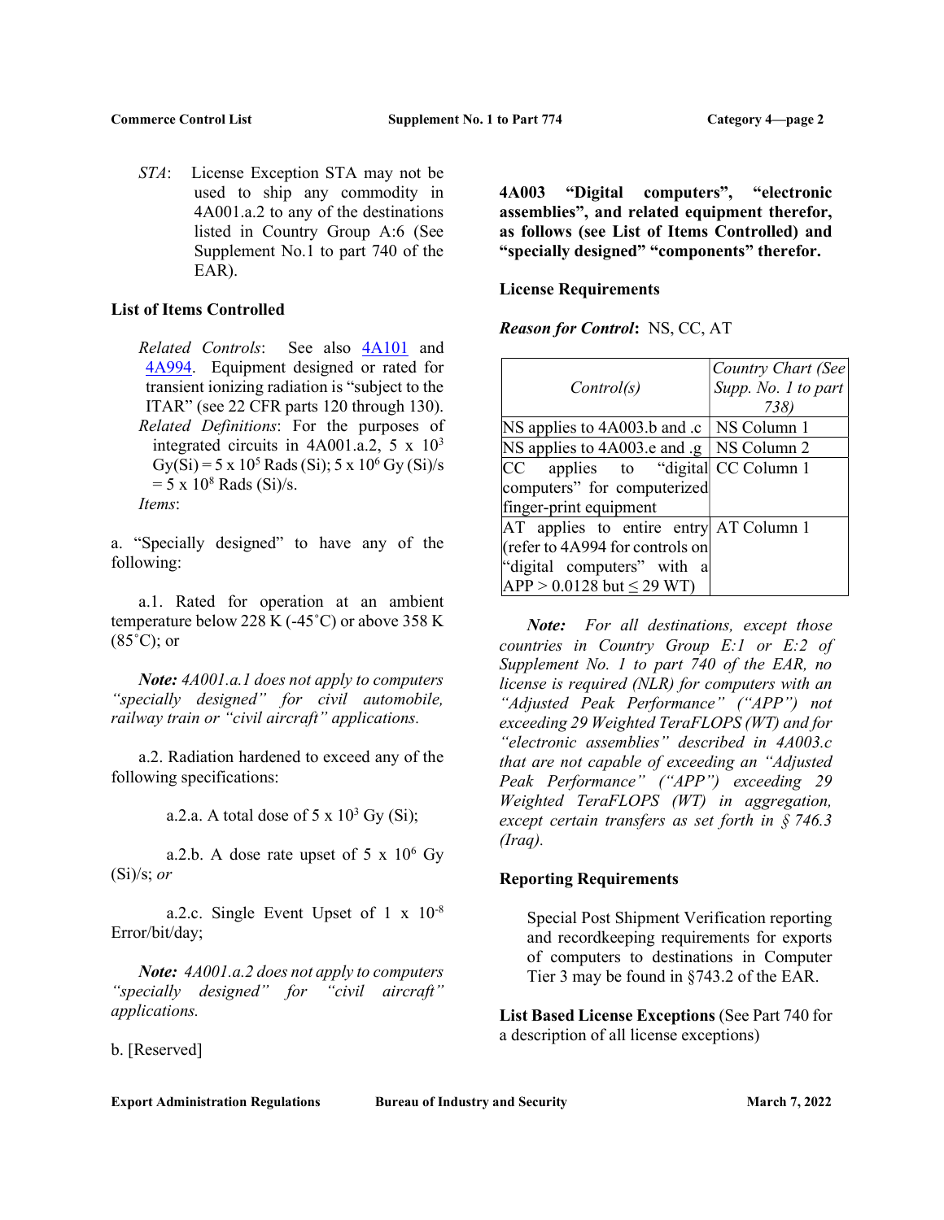*STA*: License Exception STA may not be used to ship any commodity in 4A001.a.2 to any of the destinations listed in Country Group A:6 (See Supplement No.1 to part 740 of the EAR).

**List of Items Controlled**

*Related Controls*: See also 4A101 and 4A994. Equipment designed or rated for transient ionizing radiation is "subject to the ITAR" (see 22 CFR parts 120 through 130).
*Related Definitions*: For the purposes of integrated circuits in 4A001.a.2, $5 \times 10^3$ Gy(Si) = $5 \times 10^5$ Rads (Si); $5 \times 10^6$ Gy (Si)/s = $5 \times 10^8$ Rads (Si)/s.
*Items*:

a. "Specially designed" to have any of the following:

a.1. Rated for operation at an ambient temperature below 228 K (-45˚C) or above 358 K (85˚C); or

***Note:*** *4A001.a.1 does not apply to computers "specially designed" for civil automobile, railway train or "civil aircraft" applications.*

a.2. Radiation hardened to exceed any of the following specifications:

a.2.a. A total dose of $5 \times 10^3$ Gy (Si);

a.2.b. A dose rate upset of $5 \times 10^6$ Gy (Si)/s; *or*

a.2.c. Single Event Upset of $1 \times 10^{-8}$ Error/bit/day;

***Note:*** *4A001.a.2 does not apply to computers "specially designed" for "civil aircraft" applications.*

b. [Reserved]

**4A003 "Digital computers", "electronic assemblies", and related equipment therefor, as follows (see List of Items Controlled) and "specially designed" "components" therefor.**

**License Requirements**

***Reason for Control*:** NS, CC, AT

| *Control(s)* | *Country Chart (See Supp. No. 1 to part 738)* |
|---|---|
| NS applies to 4A003.b and .c | NS Column 1 |
| NS applies to 4A003.e and .g | NS Column 2 |
| CC applies to "digital computers" for computerized finger-print equipment | CC Column 1 |
| AT applies to entire entry (refer to 4A994 for controls on "digital computers" with a APP > 0.0128 but ≤ 29 WT) | AT Column 1 |

***Note:*** *For all destinations, except those countries in Country Group E:1 or E:2 of Supplement No. 1 to part 740 of the EAR, no license is required (NLR) for computers with an "Adjusted Peak Performance" ("APP") not exceeding 29 Weighted TeraFLOPS (WT) and for "electronic assemblies" described in 4A003.c that are not capable of exceeding an "Adjusted Peak Performance" ("APP") exceeding 29 Weighted TeraFLOPS (WT) in aggregation, except certain transfers as set forth in § 746.3 (Iraq).*

**Reporting Requirements**

Special Post Shipment Verification reporting and recordkeeping requirements for exports of computers to destinations in Computer Tier 3 may be found in §743.2 of the EAR.

**List Based License Exceptions** (See Part 740 for a description of all license exceptions)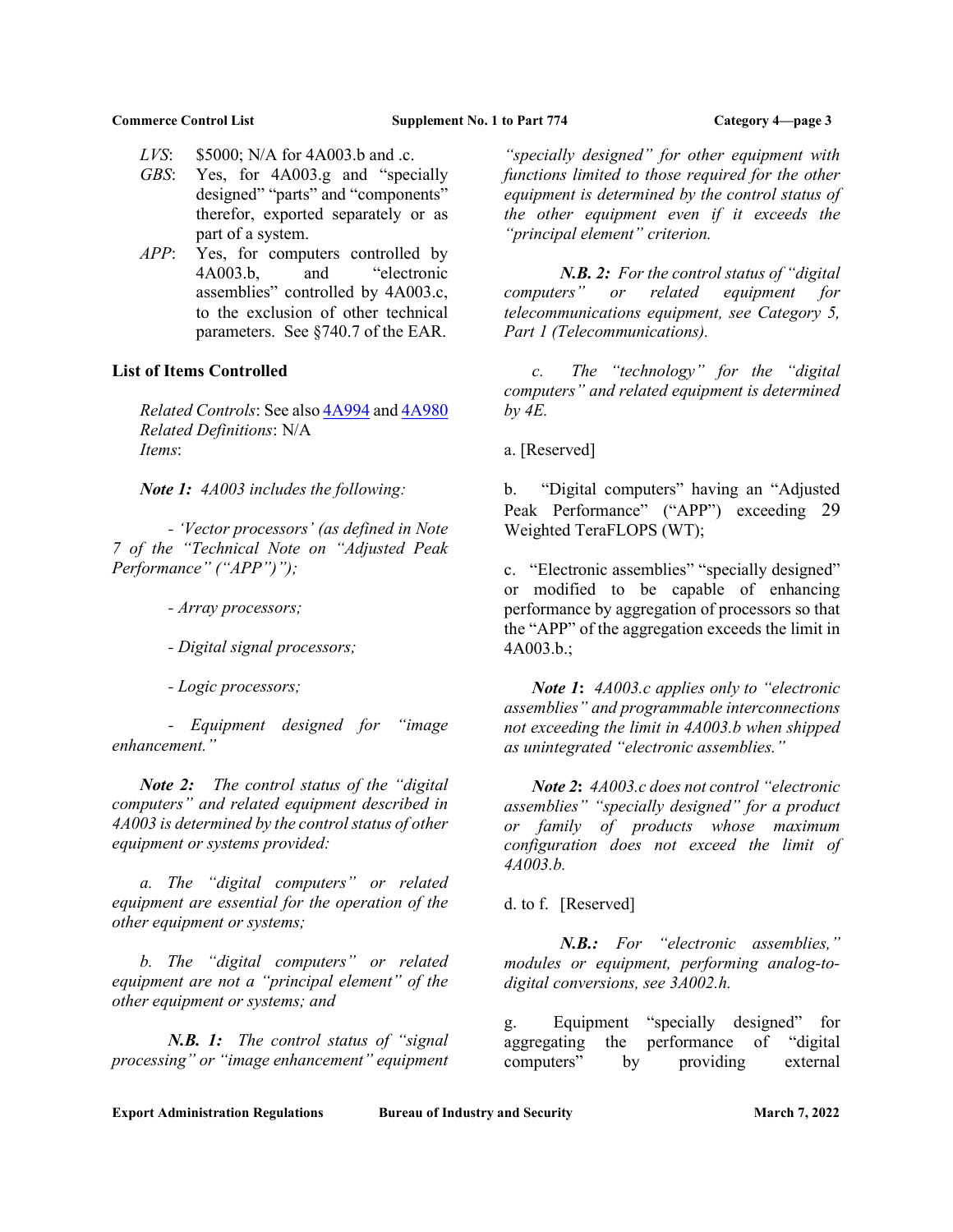*LVS*: $5000; N/A for 4A003.b and .c.

*GBS*: Yes, for 4A003.g and "specially designed" "parts" and "components" therefor, exported separately or as part of a system.

*APP*: Yes, for computers controlled by 4A003.b, and "electronic assemblies" controlled by 4A003.c, to the exclusion of other technical parameters. See §740.7 of the EAR.

**List of Items Controlled**

*Related Controls*: See also 4A994 and 4A980
*Related Definitions*: N/A
*Items*:

***Note 1:*** *4A003 includes the following:*

*- 'Vector processors' (as defined in Note 7 of the "Technical Note on "Adjusted Peak Performance" ("APP")");*

*- Array processors;*

*- Digital signal processors;*

*- Logic processors;*

*- Equipment designed for "image enhancement."*

***Note 2:*** *The control status of the "digital computers" and related equipment described in 4A003 is determined by the control status of other equipment or systems provided:*

*a. The "digital computers" or related equipment are essential for the operation of the other equipment or systems;*

*b. The "digital computers" or related equipment are not a "principal element" of the other equipment or systems; and*

***N.B. 1:*** *The control status of "signal processing" or "image enhancement" equipment "specially designed" for other equipment with functions limited to those required for the other equipment is determined by the control status of the other equipment even if it exceeds the "principal element" criterion.*

***N.B. 2:*** *For the control status of "digital computers" or related equipment for telecommunications equipment, see Category 5, Part 1 (Telecommunications).*

*c. The "technology" for the "digital computers" and related equipment is determined by 4E.*

a. [Reserved]

b. "Digital computers" having an "Adjusted Peak Performance" ("APP") exceeding 29 Weighted TeraFLOPS (WT);

c. "Electronic assemblies" "specially designed" or modified to be capable of enhancing performance by aggregation of processors so that the "APP" of the aggregation exceeds the limit in 4A003.b.;

***Note 1:*** *4A003.c applies only to "electronic assemblies" and programmable interconnections not exceeding the limit in 4A003.b when shipped as unintegrated "electronic assemblies."*

***Note 2:*** *4A003.c does not control "electronic assemblies" "specially designed" for a product or family of products whose maximum configuration does not exceed the limit of 4A003.b.*

d. to f. [Reserved]

***N.B.:*** *For "electronic assemblies," modules or equipment, performing analog-to-digital conversions, see 3A002.h.*

g. Equipment "specially designed" for aggregating the performance of "digital computers" by providing external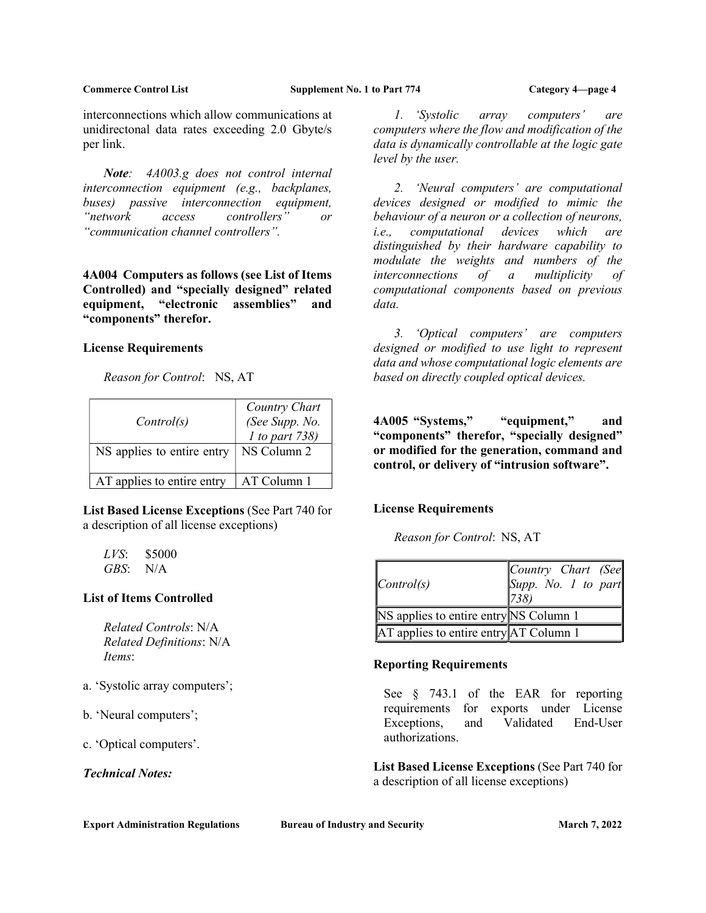interconnections which allow communications at unidirectonal data rates exceeding 2.0 Gbyte/s per link.

***Note**: 4A003.g does not control internal interconnection equipment (e.g., backplanes, buses) passive interconnection equipment, "network access controllers" or "communication channel controllers".*

**4A004 Computers as follows (see List of Items Controlled) and "specially designed" related equipment, "electronic assemblies" and "components" therefor.**

**License Requirements**

*Reason for Control*: NS, AT

| *Control(s)* | *Country Chart (See Supp. No. 1 to part 738)* |
|---|---|
| NS applies to entire entry | NS Column 2 |
| AT applies to entire entry | AT Column 1 |

**List Based License Exceptions** (See Part 740 for a description of all license exceptions)

*LVS*: $5000
*GBS*: N/A

**List of Items Controlled**

*Related Controls*: N/A
*Related Definitions*: N/A
*Items*:

a. 'Systolic array computers';

b. 'Neural computers';

c. 'Optical computers'.

***Technical Notes:***

*1. 'Systolic array computers' are computers where the flow and modification of the data is dynamically controllable at the logic gate level by the user.*

*2. 'Neural computers' are computational devices designed or modified to mimic the behaviour of a neuron or a collection of neurons, i.e., computational devices which are distinguished by their hardware capability to modulate the weights and numbers of the interconnections of a multiplicity of computational components based on previous data.*

*3. 'Optical computers' are computers designed or modified to use light to represent data and whose computational logic elements are based on directly coupled optical devices.*

**4A005 "Systems," "equipment," and "components" therefor, "specially designed" or modified for the generation, command and control, or delivery of "intrusion software".**

**License Requirements**

*Reason for Control*: NS, AT

| *Control(s)* | *Country Chart (See Supp. No. 1 to part 738)* |
|---|---|
| NS applies to entire entry | NS Column 1 |
| AT applies to entire entry | AT Column 1 |

**Reporting Requirements**

See § 743.1 of the EAR for reporting requirements for exports under License Exceptions, and Validated End-User authorizations.

**List Based License Exceptions** (See Part 740 for a description of all license exceptions)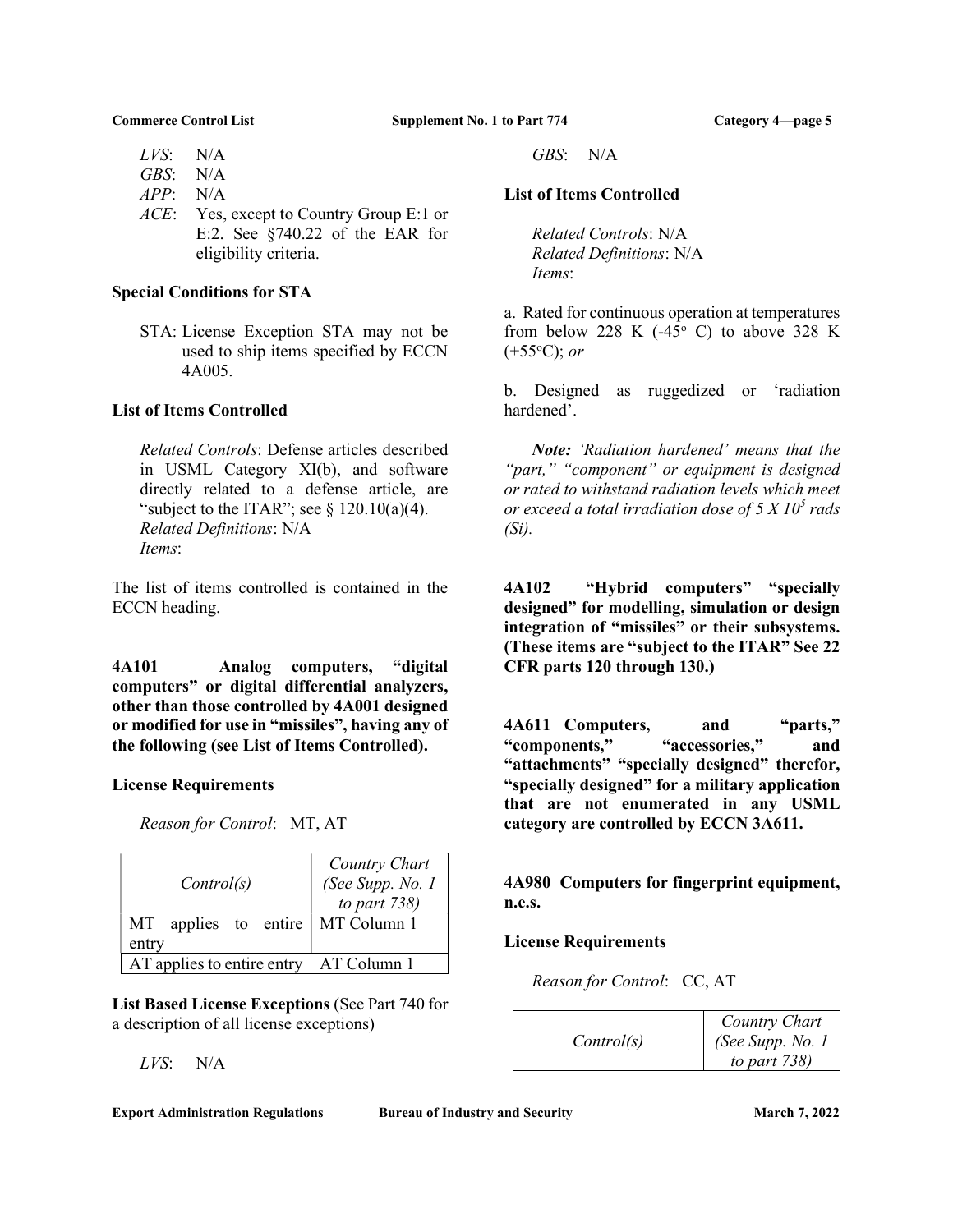*LVS*: N/A
*GBS*: N/A
*APP*: N/A
*ACE*: Yes, except to Country Group E:1 or E:2. See §740.22 of the EAR for eligibility criteria.

**Special Conditions for STA**

STA: License Exception STA may not be used to ship items specified by ECCN 4A005.

**List of Items Controlled**

*Related Controls*: Defense articles described in USML Category XI(b), and software directly related to a defense article, are "subject to the ITAR"; see § 120.10(a)(4).
*Related Definitions*: N/A
*Items*:

The list of items controlled is contained in the ECCN heading.

**4A101 Analog computers, "digital computers" or digital differential analyzers, other than those controlled by 4A001 designed or modified for use in "missiles", having any of the following (see List of Items Controlled).**

**License Requirements**

*Reason for Control*: MT, AT

| *Control(s)* | *Country Chart (See Supp. No. 1 to part 738)* |
|---|---|
| MT applies to entire entry | MT Column 1 |
| AT applies to entire entry | AT Column 1 |

**List Based License Exceptions** (See Part 740 for a description of all license exceptions)

*LVS*: N/A
*GBS*: N/A

**List of Items Controlled**

*Related Controls*: N/A
*Related Definitions*: N/A
*Items*:

a. Rated for continuous operation at temperatures from below 228 K (-45° C) to above 328 K (+55°C); *or*

b. Designed as ruggedized or 'radiation hardened'.

***Note:*** *'Radiation hardened' means that the "part," "component" or equipment is designed or rated to withstand radiation levels which meet or exceed a total irradiation dose of $5 \times 10^5$ rads (Si).*

**4A102 "Hybrid computers" "specially designed" for modelling, simulation or design integration of "missiles" or their subsystems. (These items are "subject to the ITAR" See 22 CFR parts 120 through 130.)**

**4A611 Computers, and "parts," "components," "accessories," and "attachments" "specially designed" therefor, "specially designed" for a military application that are not enumerated in any USML category are controlled by ECCN 3A611.**

**4A980 Computers for fingerprint equipment, n.e.s.**

**License Requirements**

*Reason for Control*: CC, AT

| *Control(s)* | *Country Chart (See Supp. No. 1 to part 738)* |
|---|---|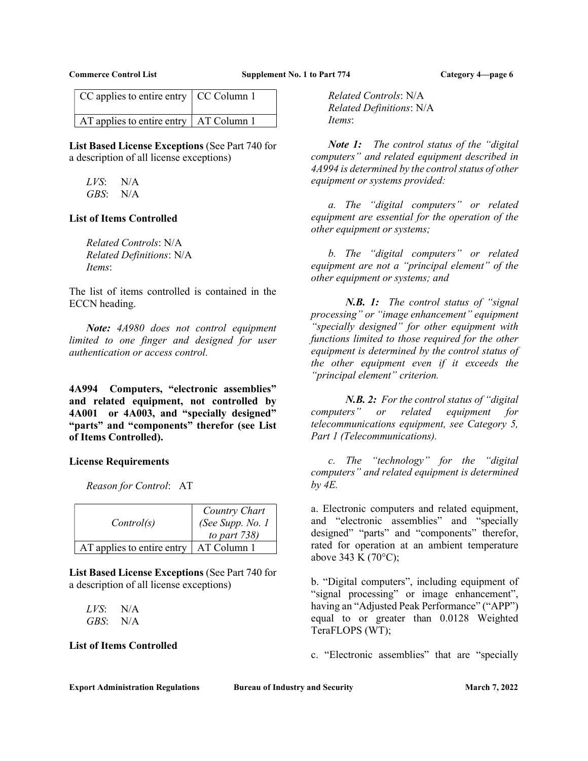| CC applies to entire entry | CC Column 1 |
|---|---|
| AT applies to entire entry | AT Column 1 |

**List Based License Exceptions** (See Part 740 for a description of all license exceptions)

*LVS*: N/A
*GBS*: N/A

**List of Items Controlled**

*Related Controls*: N/A
*Related Definitions*: N/A
*Items*:

The list of items controlled is contained in the ECCN heading.

***Note:*** *4A980 does not control equipment limited to one finger and designed for user authentication or access control.*

**4A994 Computers, "electronic assemblies" and related equipment, not controlled by 4A001 or 4A003, and "specially designed" "parts" and "components" therefor (see List of Items Controlled).**

**License Requirements**

*Reason for Control*: AT

| *Control(s)* | *Country Chart (See Supp. No. 1 to part 738)* |
|---|---|
| AT applies to entire entry | AT Column 1 |

**List Based License Exceptions** (See Part 740 for a description of all license exceptions)

*LVS*: N/A
*GBS*: N/A

**List of Items Controlled**

*Related Controls*: N/A
*Related Definitions*: N/A
*Items*:

***Note 1:*** *The control status of the "digital computers" and related equipment described in 4A994 is determined by the control status of other equipment or systems provided:*

*a. The "digital computers" or related equipment are essential for the operation of the other equipment or systems;*

*b. The "digital computers" or related equipment are not a "principal element" of the other equipment or systems; and*

***N.B. 1:*** *The control status of "signal processing" or "image enhancement" equipment "specially designed" for other equipment with functions limited to those required for the other equipment is determined by the control status of the other equipment even if it exceeds the "principal element" criterion.*

***N.B. 2:*** *For the control status of "digital computers" or related equipment for telecommunications equipment, see Category 5, Part 1 (Telecommunications).*

*c. The "technology" for the "digital computers" and related equipment is determined by 4E.*

a. Electronic computers and related equipment, and "electronic assemblies" and "specially designed" "parts" and "components" therefor, rated for operation at an ambient temperature above 343 K (70°C);

b. "Digital computers", including equipment of "signal processing" or image enhancement", having an "Adjusted Peak Performance" ("APP") equal to or greater than 0.0128 Weighted TeraFLOPS (WT);

c. "Electronic assemblies" that are "specially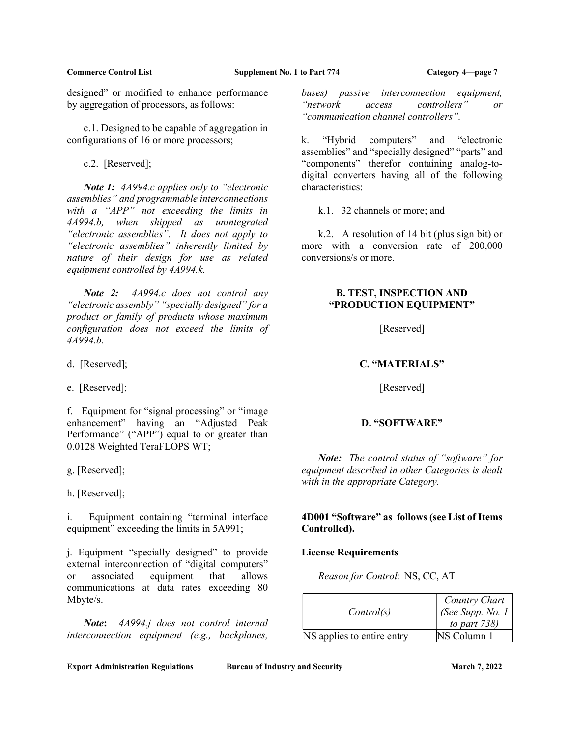designed" or modified to enhance performance by aggregation of processors, as follows:

c.1. Designed to be capable of aggregation in configurations of 16 or more processors;

c.2. [Reserved];

***Note 1:*** *4A994.c applies only to "electronic assemblies" and programmable interconnections with a "APP" not exceeding the limits in 4A994.b, when shipped as unintegrated "electronic assemblies". It does not apply to "electronic assemblies" inherently limited by nature of their design for use as related equipment controlled by 4A994.k.*

***Note 2:*** *4A994.c does not control any "electronic assembly" "specially designed" for a product or family of products whose maximum configuration does not exceed the limits of 4A994.b.*

d. [Reserved];

e. [Reserved];

f. Equipment for "signal processing" or "image enhancement" having an "Adjusted Peak Performance" ("APP") equal to or greater than 0.0128 Weighted TeraFLOPS WT;

g. [Reserved];

h. [Reserved];

i. Equipment containing "terminal interface equipment" exceeding the limits in 5A991;

j. Equipment "specially designed" to provide external interconnection of "digital computers" or associated equipment that allows communications at data rates exceeding 80 Mbyte/s.

***Note:*** *4A994.j does not control internal interconnection equipment (e.g., backplanes, buses) passive interconnection equipment, "network access controllers" or "communication channel controllers".*

k. "Hybrid computers" and "electronic assemblies" and "specially designed" "parts" and "components" therefor containing analog-to-digital converters having all of the following characteristics:

k.1. 32 channels or more; and

k.2. A resolution of 14 bit (plus sign bit) or more with a conversion rate of 200,000 conversions/s or more.

## B. TEST, INSPECTION AND "PRODUCTION EQUIPMENT"

[Reserved]

## C. "MATERIALS"

[Reserved]

## D. "SOFTWARE"

***Note:*** *The control status of "software" for equipment described in other Categories is dealt with in the appropriate Category.*

### 4D001 "Software" as follows (see List of Items Controlled).

**License Requirements**

*Reason for Control*: NS, CC, AT

| *Control(s)* | *Country Chart (See Supp. No. 1 to part 738)* |
|---|---|
| NS applies to entire entry | NS Column 1 |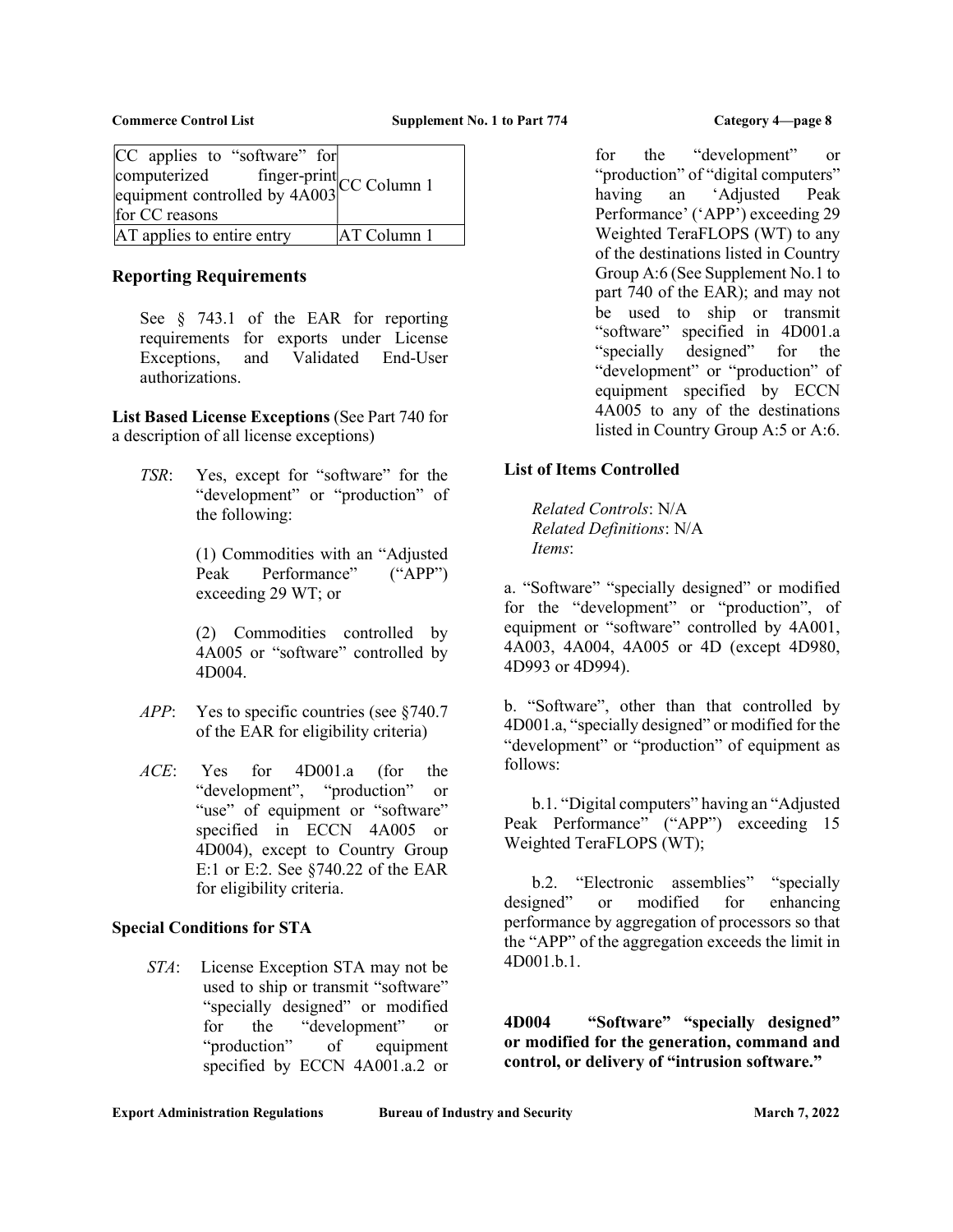| CC applies to "software" for computerized finger-print equipment controlled by 4A003 for CC reasons | CC Column 1 |
| --- | --- |
| AT applies to entire entry | AT Column 1 |

### Reporting Requirements

See § 743.1 of the EAR for reporting requirements for exports under License Exceptions, and Validated End-User authorizations.

**List Based License Exceptions** (See Part 740 for a description of all license exceptions)

*TSR*: Yes, except for "software" for the "development" or "production" of the following:

(1) Commodities with an "Adjusted Peak Performance" ("APP") exceeding 29 WT; or

(2) Commodities controlled by 4A005 or "software" controlled by 4D004.

*APP*: Yes to specific countries (see §740.7 of the EAR for eligibility criteria)

*ACE*: Yes for 4D001.a (for the "development", "production" or "use" of equipment or "software" specified in ECCN 4A005 or 4D004), except to Country Group E:1 or E:2. See §740.22 of the EAR for eligibility criteria.

### Special Conditions for STA

*STA*: License Exception STA may not be used to ship or transmit "software" "specially designed" or modified for the "development" or "production" of equipment specified by ECCN 4A001.a.2 or for the "development" or "production" of "digital computers" having an 'Adjusted Peak Performance' ('APP') exceeding 29 Weighted TeraFLOPS (WT) to any of the destinations listed in Country Group A:6 (See Supplement No.1 to part 740 of the EAR); and may not be used to ship or transmit "software" specified in 4D001.a "specially designed" for the "development" or "production" of equipment specified by ECCN 4A005 to any of the destinations listed in Country Group A:5 or A:6.

### List of Items Controlled

*Related Controls*: N/A
*Related Definitions*: N/A
*Items*:

a. "Software" "specially designed" or modified for the "development" or "production", of equipment or "software" controlled by 4A001, 4A003, 4A004, 4A005 or 4D (except 4D980, 4D993 or 4D994).

b. "Software", other than that controlled by 4D001.a, "specially designed" or modified for the "development" or "production" of equipment as follows:

b.1. "Digital computers" having an "Adjusted Peak Performance" ("APP") exceeding 15 Weighted TeraFLOPS (WT);

b.2. "Electronic assemblies" "specially designed" or modified for enhancing performance by aggregation of processors so that the "APP" of the aggregation exceeds the limit in 4D001.b.1.

**4D004 "Software" "specially designed" or modified for the generation, command and control, or delivery of "intrusion software."**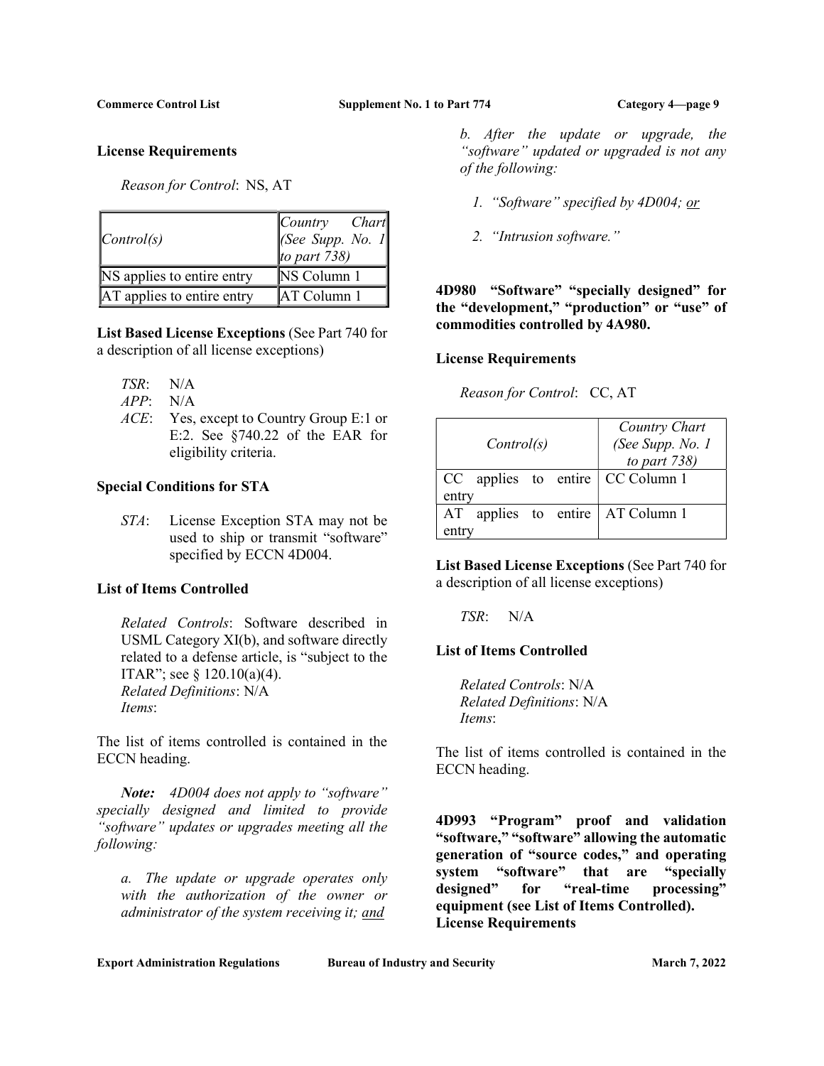**License Requirements**

*Reason for Control*: NS, AT

| *Control(s)* | *Country Chart (See Supp. No. 1 to part 738)* |
|---|---|
| NS applies to entire entry | NS Column 1 |
| AT applies to entire entry | AT Column 1 |

**List Based License Exceptions** (See Part 740 for a description of all license exceptions)

*TSR*: N/A
*APP*: N/A
*ACE*: Yes, except to Country Group E:1 or E:2. See §740.22 of the EAR for eligibility criteria.

**Special Conditions for STA**

*STA*: License Exception STA may not be used to ship or transmit "software" specified by ECCN 4D004.

**List of Items Controlled**

*Related Controls*: Software described in USML Category XI(b), and software directly related to a defense article, is "subject to the ITAR"; see § 120.10(a)(4).
*Related Definitions*: N/A
*Items*:

The list of items controlled is contained in the ECCN heading.

***Note:*** *4D004 does not apply to "software" specially designed and limited to provide "software" updates or upgrades meeting all the following:*

*a. The update or upgrade operates only with the authorization of the owner or administrator of the system receiving it; and*

*b. After the update or upgrade, the "software" updated or upgraded is not any of the following:*

1. *"Software" specified by 4D004; or*
2. *"Intrusion software."*

**4D980 "Software" "specially designed" for the "development," "production" or "use" of commodities controlled by 4A980.**

**License Requirements**

*Reason for Control*: CC, AT

| *Control(s)* | *Country Chart (See Supp. No. 1 to part 738)* |
|---|---|
| CC applies to entire entry | CC Column 1 |
| AT applies to entire entry | AT Column 1 |

**List Based License Exceptions** (See Part 740 for a description of all license exceptions)

*TSR*: N/A

**List of Items Controlled**

*Related Controls*: N/A
*Related Definitions*: N/A
*Items*:

The list of items controlled is contained in the ECCN heading.

**4D993 "Program" proof and validation "software," "software" allowing the automatic generation of "source codes," and operating system "software" that are "specially designed" for "real-time processing" equipment (see List of Items Controlled).**

**License Requirements**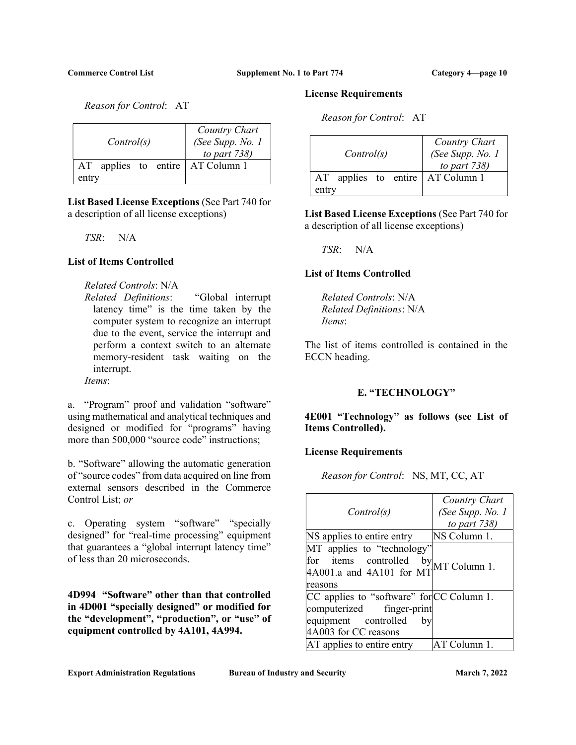*Reason for Control*: AT

| *Control(s)* | *Country Chart (See Supp. No. 1 to part 738)* |
|---|---|
| AT applies to entire entry | AT Column 1 |

**List Based License Exceptions** (See Part 740 for a description of all license exceptions)

*TSR*: N/A

**List of Items Controlled**

*Related Controls*: N/A
*Related Definitions*: "Global interrupt latency time" is the time taken by the computer system to recognize an interrupt due to the event, service the interrupt and perform a context switch to an alternate memory-resident task waiting on the interrupt.
*Items*:

a. "Program" proof and validation "software" using mathematical and analytical techniques and designed or modified for "programs" having more than 500,000 "source code" instructions;

b. "Software" allowing the automatic generation of "source codes" from data acquired on line from external sensors described in the Commerce Control List; *or*

c. Operating system "software" "specially designed" for "real-time processing" equipment that guarantees a "global interrupt latency time" of less than 20 microseconds.

**4D994 "Software" other than that controlled in 4D001 "specially designed" or modified for the "development", "production", or "use" of equipment controlled by 4A101, 4A994.**

**License Requirements**

*Reason for Control*: AT

| *Control(s)* | *Country Chart (See Supp. No. 1 to part 738)* |
|---|---|
| AT applies to entire entry | AT Column 1 |

**List Based License Exceptions** (See Part 740 for a description of all license exceptions)

*TSR*: N/A

**List of Items Controlled**

*Related Controls*: N/A
*Related Definitions*: N/A
*Items*:

The list of items controlled is contained in the ECCN heading.

## E. "TECHNOLOGY"

**4E001 "Technology" as follows (see List of Items Controlled).**

**License Requirements**

*Reason for Control*: NS, MT, CC, AT

| *Control(s)* | *Country Chart (See Supp. No. 1 to part 738)* |
|---|---|
| NS applies to entire entry | NS Column 1. |
| MT applies to "technology" for items controlled by 4A001.a and 4A101 for MT reasons | MT Column 1. |
| CC applies to "software" for computerized finger-print equipment controlled by 4A003 for CC reasons | CC Column 1. |
| AT applies to entire entry | AT Column 1. |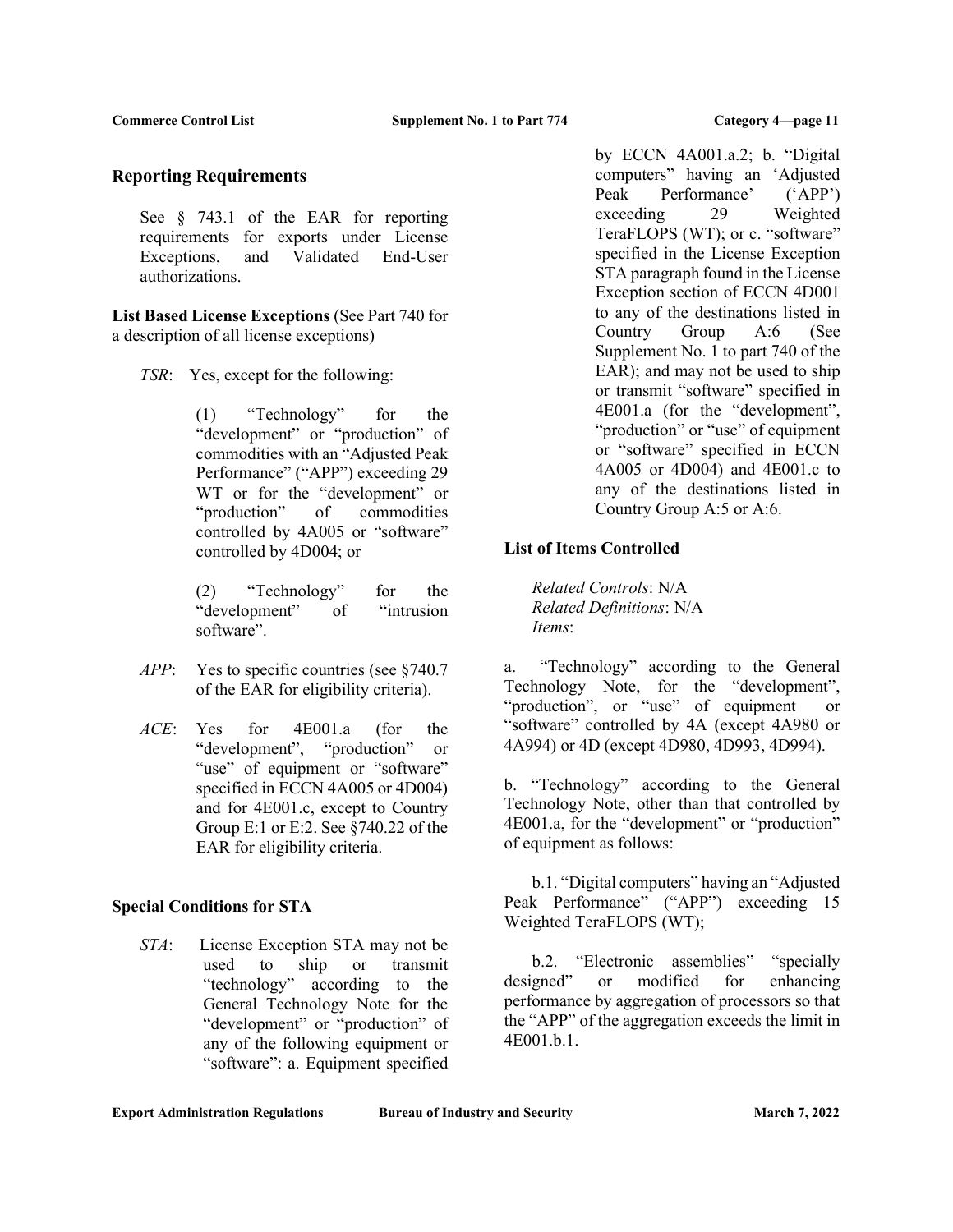### Reporting Requirements

See § 743.1 of the EAR for reporting requirements for exports under License Exceptions, and Validated End-User authorizations.

**List Based License Exceptions** (See Part 740 for a description of all license exceptions)

*TSR*: Yes, except for the following:

(1) "Technology" for the "development" or "production" of commodities with an "Adjusted Peak Performance" ("APP") exceeding 29 WT or for the "development" or "production" of commodities controlled by 4A005 or "software" controlled by 4D004; or

(2) "Technology" for the "development" of "intrusion software".

*APP*: Yes to specific countries (see §740.7 of the EAR for eligibility criteria).

*ACE*: Yes for 4E001.a (for the "development", "production" or "use" of equipment or "software" specified in ECCN 4A005 or 4D004) and for 4E001.c, except to Country Group E:1 or E:2. See §740.22 of the EAR for eligibility criteria.

### Special Conditions for STA

*STA*: License Exception STA may not be used to ship or transmit "technology" according to the General Technology Note for the "development" or "production" of any of the following equipment or "software": a. Equipment specified by ECCN 4A001.a.2; b. "Digital computers" having an 'Adjusted Peak Performance' ('APP') exceeding 29 Weighted TeraFLOPS (WT); or c. "software" specified in the License Exception STA paragraph found in the License Exception section of ECCN 4D001 to any of the destinations listed in Country Group A:6 (See Supplement No. 1 to part 740 of the EAR); and may not be used to ship or transmit "software" specified in 4E001.a (for the "development", "production" or "use" of equipment or "software" specified in ECCN 4A005 or 4D004) and 4E001.c to any of the destinations listed in Country Group A:5 or A:6.

### List of Items Controlled

*Related Controls*: N/A
*Related Definitions*: N/A
*Items*:

a. "Technology" according to the General Technology Note, for the "development", "production", or "use" of equipment or "software" controlled by 4A (except 4A980 or 4A994) or 4D (except 4D980, 4D993, 4D994).

b. "Technology" according to the General Technology Note, other than that controlled by 4E001.a, for the "development" or "production" of equipment as follows:

b.1. "Digital computers" having an "Adjusted Peak Performance" ("APP") exceeding 15 Weighted TeraFLOPS (WT);

b.2. "Electronic assemblies" "specially designed" or modified for enhancing performance by aggregation of processors so that the "APP" of the aggregation exceeds the limit in 4E001.b.1.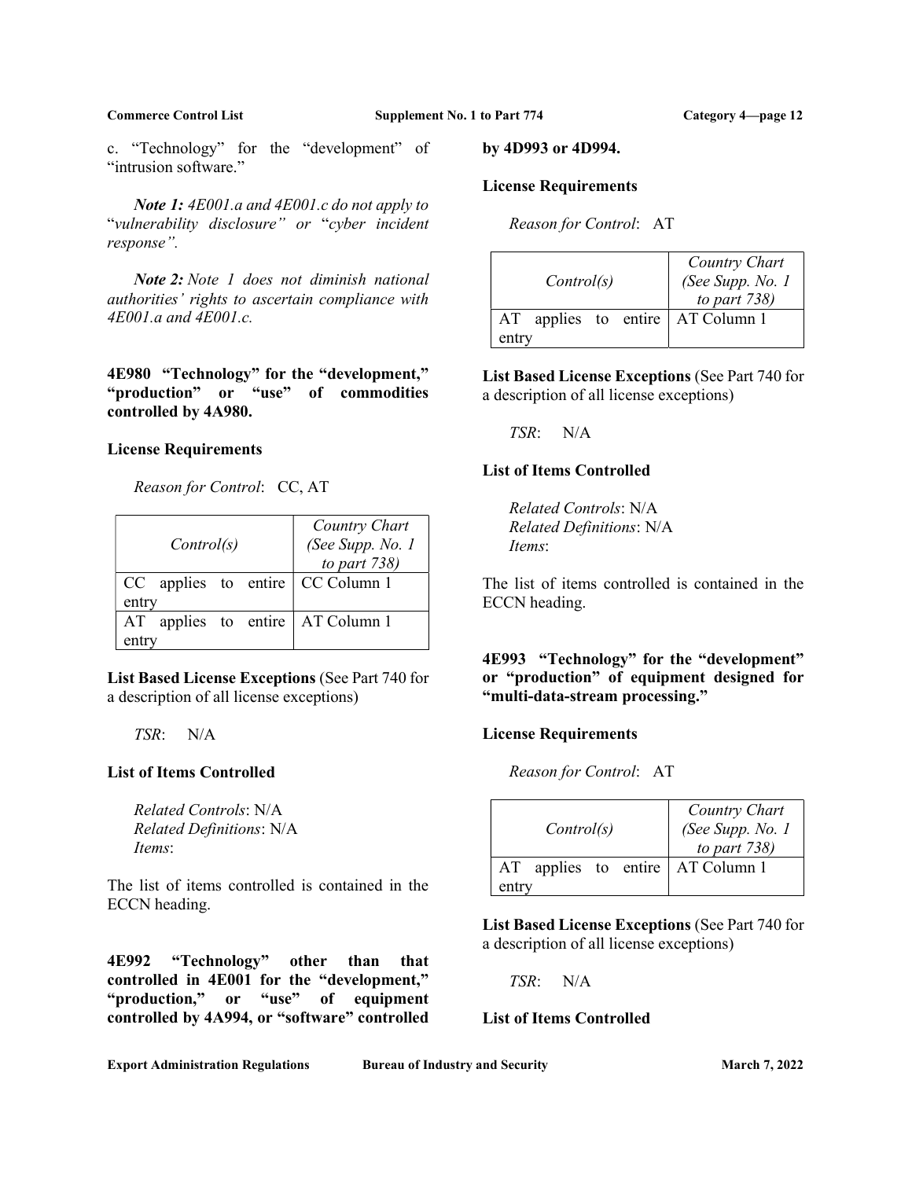c. "Technology" for the "development" of "intrusion software."

***Note 1:*** *4E001.a and 4E001.c do not apply to "vulnerability disclosure" or "cyber incident response".*

***Note 2:*** *Note 1 does not diminish national authorities' rights to ascertain compliance with 4E001.a and 4E001.c.*

**4E980 "Technology" for the "development," "production" or "use" of commodities controlled by 4A980.**

**License Requirements**

*Reason for Control*: CC, AT

| *Control(s)* | *Country Chart (See Supp. No. 1 to part 738)* |
|---|---|
| CC applies to entire entry | CC Column 1 |
| AT applies to entire entry | AT Column 1 |

**List Based License Exceptions** (See Part 740 for a description of all license exceptions)

*TSR*: N/A

**List of Items Controlled**

*Related Controls*: N/A
*Related Definitions*: N/A
*Items*:

The list of items controlled is contained in the ECCN heading.

**4E992 "Technology" other than that controlled in 4E001 for the "development," "production," or "use" of equipment controlled by 4A994, or "software" controlled by 4D993 or 4D994.**

**License Requirements**

*Reason for Control*: AT

| *Control(s)* | *Country Chart (See Supp. No. 1 to part 738)* |
|---|---|
| AT applies to entire entry | AT Column 1 |

**List Based License Exceptions** (See Part 740 for a description of all license exceptions)

*TSR*: N/A

**List of Items Controlled**

*Related Controls*: N/A
*Related Definitions*: N/A
*Items*:

The list of items controlled is contained in the ECCN heading.

**4E993 "Technology" for the "development" or "production" of equipment designed for "multi-data-stream processing."**

**License Requirements**

*Reason for Control*: AT

| *Control(s)* | *Country Chart (See Supp. No. 1 to part 738)* |
|---|---|
| AT applies to entire entry | AT Column 1 |

**List Based License Exceptions** (See Part 740 for a description of all license exceptions)

*TSR*: N/A

**List of Items Controlled**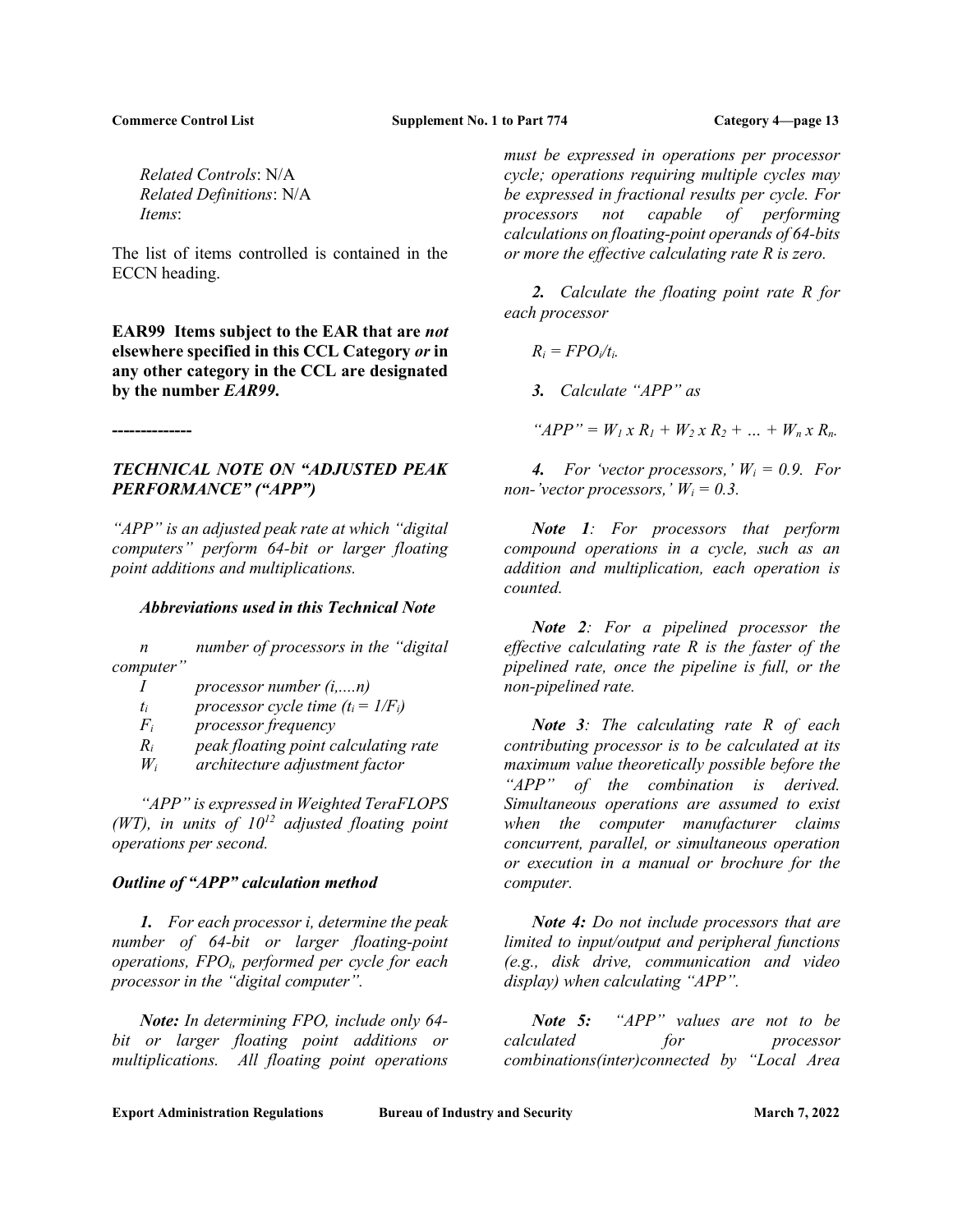*Related Controls*: N/A
*Related Definitions*: N/A
*Items*:

The list of items controlled is contained in the ECCN heading.

**EAR99 Items subject to the EAR that are *not* elsewhere specified in this CCL Category *or* in any other category in the CCL are designated by the number *EAR99*.**

**--------------**

### *TECHNICAL NOTE ON "ADJUSTED PEAK PERFORMANCE" ("APP")*

*"APP" is an adjusted peak rate at which "digital computers" perform 64-bit or larger floating point additions and multiplications.*

***Abbreviations used in this Technical Note***

*n number of processors in the "digital computer"*
*I processor number (i,....n)*
*$t_i$ processor cycle time ($t_i = 1/F_i$)*
*$F_i$ processor frequency*
*$R_i$ peak floating point calculating rate*
*$W_i$ architecture adjustment factor*

*"APP" is expressed in Weighted TeraFLOPS (WT), in units of $10^{12}$ adjusted floating point operations per second.*

***Outline of "APP" calculation method***

***1.*** *For each processor i, determine the peak number of 64-bit or larger floating-point operations, $FPO_i$, performed per cycle for each processor in the "digital computer".*

***Note:*** *In determining FPO, include only 64-bit or larger floating point additions or multiplications. All floating point operations must be expressed in operations per processor cycle; operations requiring multiple cycles may be expressed in fractional results per cycle. For processors not capable of performing calculations on floating-point operands of 64-bits or more the effective calculating rate R is zero.*

***2.*** *Calculate the floating point rate R for each processor*

$R_i = FPO_i/t_i$.

***3.*** *Calculate "APP" as*

*"APP"* $= W_1 \times R_1 + W_2 \times R_2 + \ldots + W_n \times R_n$.

***4.*** *For 'vector processors,' $W_i = 0.9$. For non-'vector processors,' $W_i = 0.3$.*

***Note 1****: For processors that perform compound operations in a cycle, such as an addition and multiplication, each operation is counted.*

***Note 2****: For a pipelined processor the effective calculating rate R is the faster of the pipelined rate, once the pipeline is full, or the non-pipelined rate.*

***Note 3****: The calculating rate R of each contributing processor is to be calculated at its maximum value theoretically possible before the "APP" of the combination is derived. Simultaneous operations are assumed to exist when the computer manufacturer claims concurrent, parallel, or simultaneous operation or execution in a manual or brochure for the computer.*

***Note 4:*** *Do not include processors that are limited to input/output and peripheral functions (e.g., disk drive, communication and video display) when calculating "APP".*

***Note 5:*** *"APP" values are not to be calculated for processor combinations(inter)connected by "Local Area*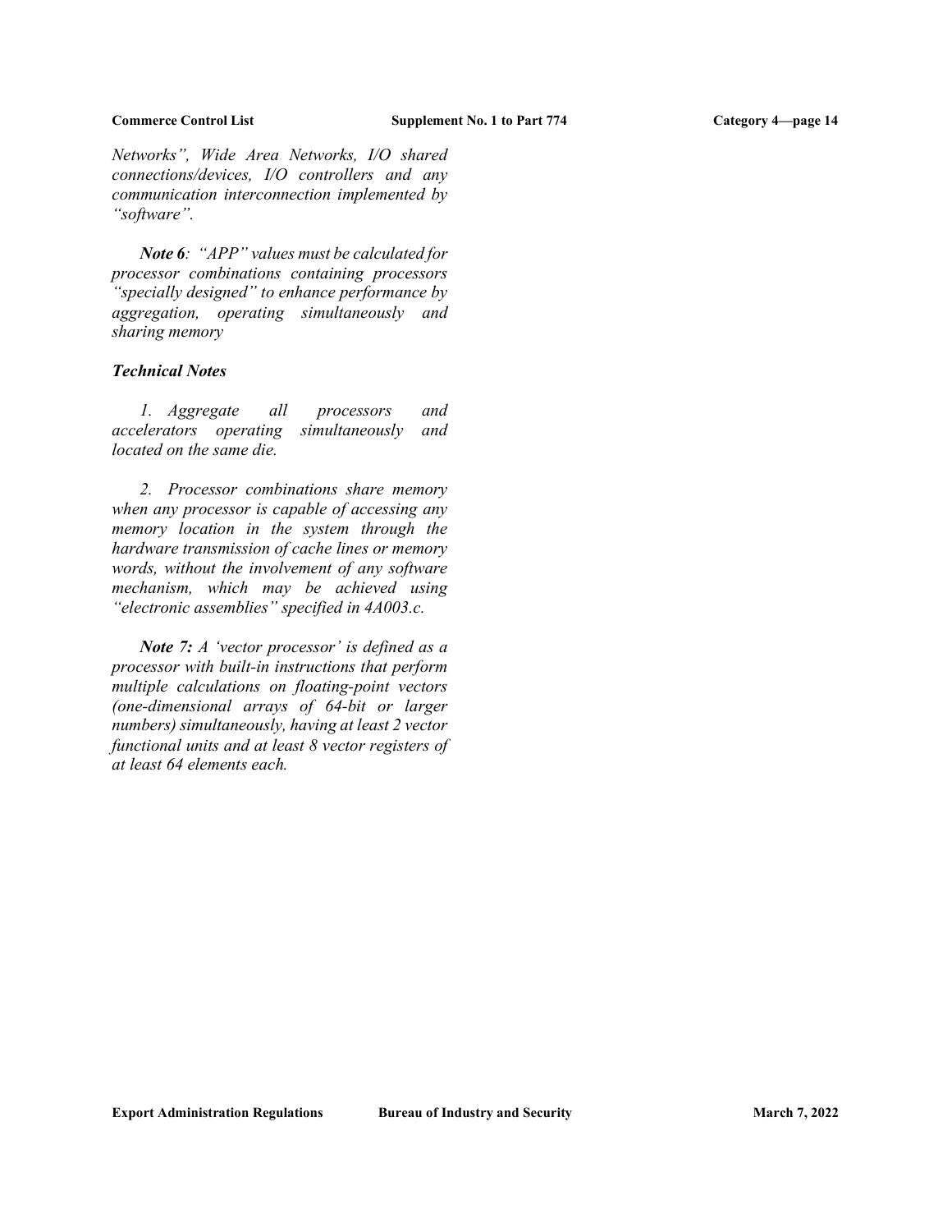*Networks", Wide Area Networks, I/O shared connections/devices, I/O controllers and any communication interconnection implemented by "software".*

***Note 6**: "APP" values must be calculated for processor combinations containing processors "specially designed" to enhance performance by aggregation, operating simultaneously and sharing memory*

***Technical Notes***

*1. Aggregate all processors and accelerators operating simultaneously and located on the same die.*

*2. Processor combinations share memory when any processor is capable of accessing any memory location in the system through the hardware transmission of cache lines or memory words, without the involvement of any software mechanism, which may be achieved using "electronic assemblies" specified in 4A003.c.*

***Note 7:** A 'vector processor' is defined as a processor with built-in instructions that perform multiple calculations on floating-point vectors (one-dimensional arrays of 64-bit or larger numbers) simultaneously, having at least 2 vector functional units and at least 8 vector registers of at least 64 elements each.*